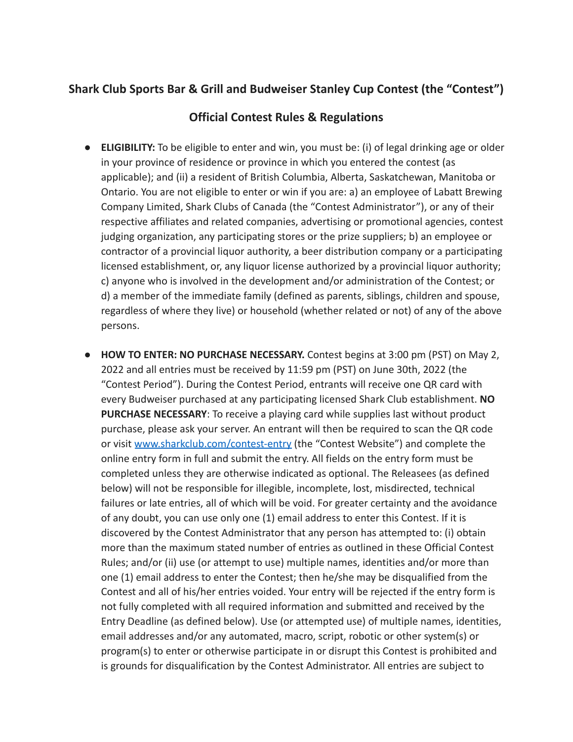## Shark Club Sports Bar & Grill and Budweiser Stanley Cup Contest (the "Contest")

### Official Contest Rules & Regulations

- **ELIGIBILITY:** To be eligible to enter and win, you must be: (i) of legal drinking age or older in your province of residence or province in which you entered the contest (as applicable); and (ii) a resident of British Columbia, Alberta, Saskatchewan, Manitoba or Ontario. You are not eligible to enter or win if you are: a) an employee of Labatt Brewing Company Limited, Shark Clubs of Canada (the "Contest Administrator"), or any of their respective affiliates and related companies, advertising or promotional agencies, contest judging organization, any participating stores or the prize suppliers; b) an employee or contractor of a provincial liquor authority, a beer distribution company or a participating licensed establishment, or, any liquor license authorized by a provincial liquor authority; c) anyone who is involved in the development and/or administration of the Contest; or d) a member of the immediate family (defined as parents, siblings, children and spouse, regardless of where they live) or household (whether related or not) of any of the above persons.

- **HOW TO ENTER: NO PURCHASE NECESSARY.** Contest begins at 3:00 pm (PST) on May 2, 2022 and all entries must be received by 11:59 pm (PST) on June 30th, 2022 (the "Contest Period"). During the Contest Period, entrants will receive one QR card with every Budweiser purchased at any participating licensed Shark Club establishment. **NO PURCHASE NECESSARY**: To receive a playing card while supplies last without product purchase, please ask your server. An entrant will then be required to scan the QR code or visit [www.sharkclub.com/contest-entry](www.sharkclub.com/contest-entry) (the "Contest Website") and complete the online entry form in full and submit the entry. All fields on the entry form must be completed unless they are otherwise indicated as optional. The Releasees (as defined below) will not be responsible for illegible, incomplete, lost, misdirected, technical failures or late entries, all of which will be void. For greater certainty and the avoidance of any doubt, you can use only one (1) email address to enter this Contest. If it is discovered by the Contest Administrator that any person has attempted to: (i) obtain more than the maximum stated number of entries as outlined in these Official Contest Rules; and/or (ii) use (or attempt to use) multiple names, identities and/or more than one (1) email address to enter the Contest; then he/she may be disqualified from the Contest and all of his/her entries voided. Your entry will be rejected if the entry form is not fully completed with all required information and submitted and received by the Entry Deadline (as defined below). Use (or attempted use) of multiple names, identities, email addresses and/or any automated, macro, script, robotic or other system(s) or program(s) to enter or otherwise participate in or disrupt this Contest is prohibited and is grounds for disqualification by the Contest Administrator. All entries are subject to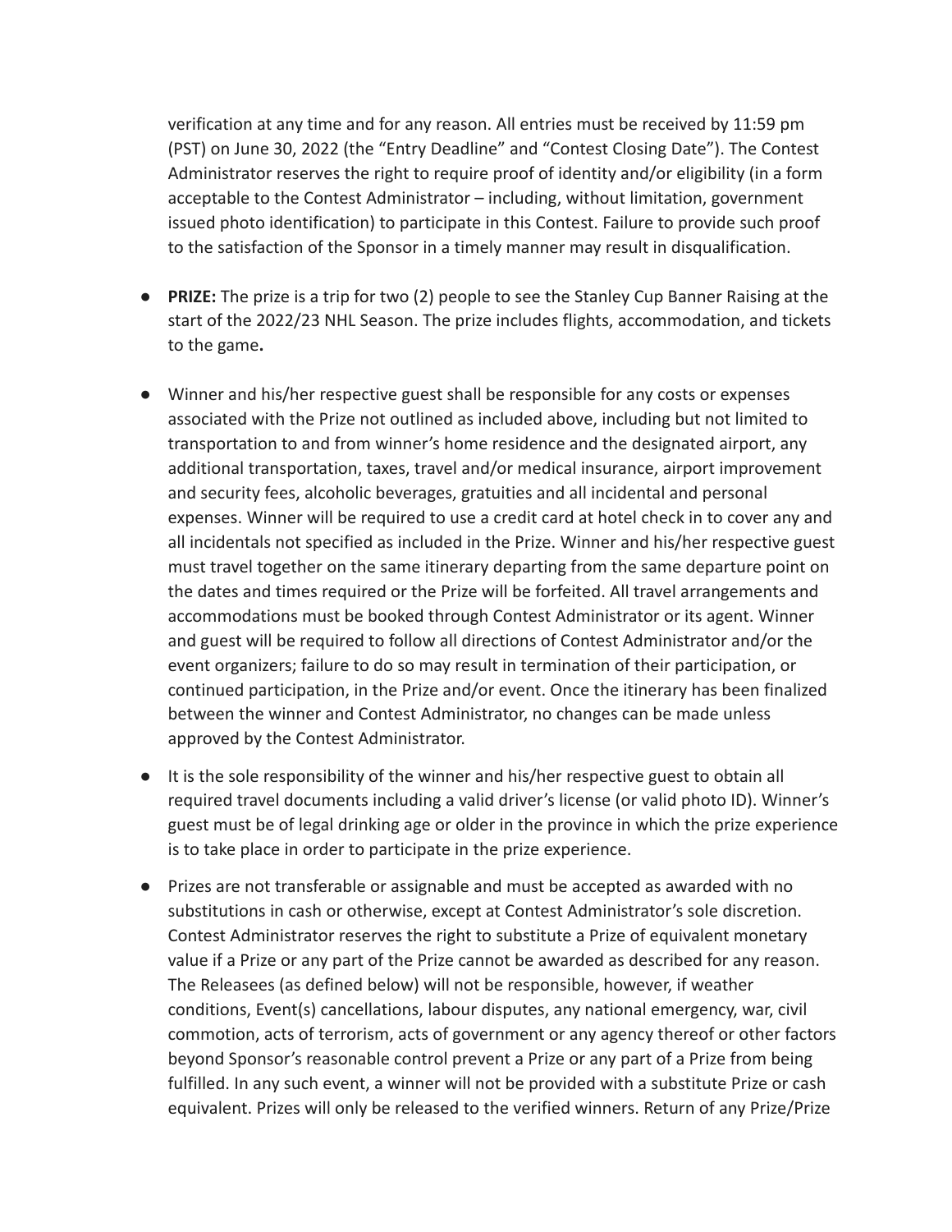verification at any time and for any reason. All entries must be received by 11:59 pm (PST) on June 30, 2022 (the "Entry Deadline" and "Contest Closing Date"). The Contest Administrator reserves the right to require proof of identity and/or eligibility (in a form acceptable to the Contest Administrator – including, without limitation, government issued photo identification) to participate in this Contest. Failure to provide such proof to the satisfaction of the Sponsor in a timely manner may result in disqualification.

- **PRIZE:** The prize is a trip for two (2) people to see the Stanley Cup Banner Raising at the start of the 2022/23 NHL Season. The prize includes flights, accommodation, and tickets to the game**.**

- Winner and his/her respective guest shall be responsible for any costs or expenses associated with the Prize not outlined as included above, including but not limited to transportation to and from winner's home residence and the designated airport, any additional transportation, taxes, travel and/or medical insurance, airport improvement and security fees, alcoholic beverages, gratuities and all incidental and personal expenses. Winner will be required to use a credit card at hotel check in to cover any and all incidentals not specified as included in the Prize. Winner and his/her respective guest must travel together on the same itinerary departing from the same departure point on the dates and times required or the Prize will be forfeited. All travel arrangements and accommodations must be booked through Contest Administrator or its agent. Winner and guest will be required to follow all directions of Contest Administrator and/or the event organizers; failure to do so may result in termination of their participation, or continued participation, in the Prize and/or event. Once the itinerary has been finalized between the winner and Contest Administrator, no changes can be made unless approved by the Contest Administrator.
- It is the sole responsibility of the winner and his/her respective guest to obtain all required travel documents including a valid driver's license (or valid photo ID). Winner's guest must be of legal drinking age or older in the province in which the prize experience is to take place in order to participate in the prize experience.
- Prizes are not transferable or assignable and must be accepted as awarded with no substitutions in cash or otherwise, except at Contest Administrator's sole discretion. Contest Administrator reserves the right to substitute a Prize of equivalent monetary value if a Prize or any part of the Prize cannot be awarded as described for any reason. The Releasees (as defined below) will not be responsible, however, if weather conditions, Event(s) cancellations, labour disputes, any national emergency, war, civil commotion, acts of terrorism, acts of government or any agency thereof or other factors beyond Sponsor's reasonable control prevent a Prize or any part of a Prize from being fulfilled. In any such event, a winner will not be provided with a substitute Prize or cash equivalent. Prizes will only be released to the verified winners. Return of any Prize/Prize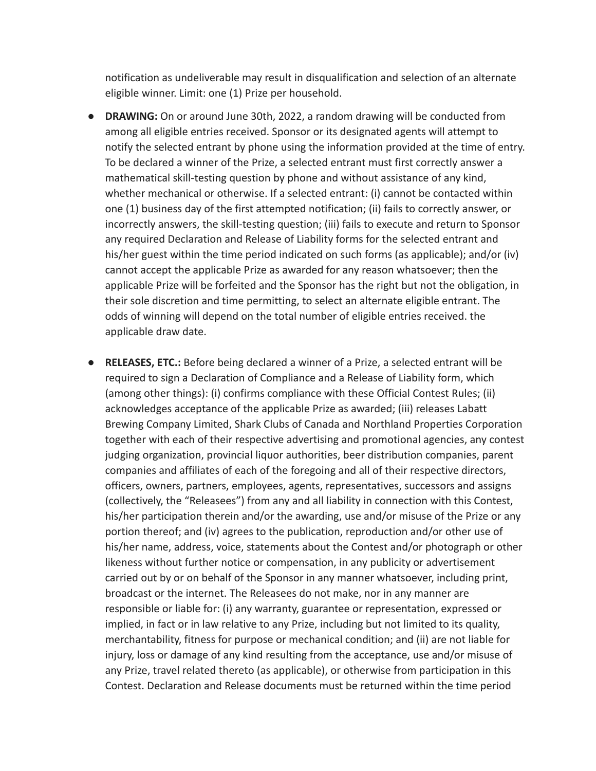notification as undeliverable may result in disqualification and selection of an alternate eligible winner. Limit: one (1) Prize per household.

- **DRAWING:** On or around June 30th, 2022, a random drawing will be conducted from among all eligible entries received. Sponsor or its designated agents will attempt to notify the selected entrant by phone using the information provided at the time of entry. To be declared a winner of the Prize, a selected entrant must first correctly answer a mathematical skill-testing question by phone and without assistance of any kind, whether mechanical or otherwise. If a selected entrant: (i) cannot be contacted within one (1) business day of the first attempted notification; (ii) fails to correctly answer, or incorrectly answers, the skill-testing question; (iii) fails to execute and return to Sponsor any required Declaration and Release of Liability forms for the selected entrant and his/her guest within the time period indicated on such forms (as applicable); and/or (iv) cannot accept the applicable Prize as awarded for any reason whatsoever; then the applicable Prize will be forfeited and the Sponsor has the right but not the obligation, in their sole discretion and time permitting, to select an alternate eligible entrant. The odds of winning will depend on the total number of eligible entries received. the applicable draw date.

- **RELEASES, ETC.:** Before being declared a winner of a Prize, a selected entrant will be required to sign a Declaration of Compliance and a Release of Liability form, which (among other things): (i) confirms compliance with these Official Contest Rules; (ii) acknowledges acceptance of the applicable Prize as awarded; (iii) releases Labatt Brewing Company Limited, Shark Clubs of Canada and Northland Properties Corporation together with each of their respective advertising and promotional agencies, any contest judging organization, provincial liquor authorities, beer distribution companies, parent companies and affiliates of each of the foregoing and all of their respective directors, officers, owners, partners, employees, agents, representatives, successors and assigns (collectively, the "Releasees") from any and all liability in connection with this Contest, his/her participation therein and/or the awarding, use and/or misuse of the Prize or any portion thereof; and (iv) agrees to the publication, reproduction and/or other use of his/her name, address, voice, statements about the Contest and/or photograph or other likeness without further notice or compensation, in any publicity or advertisement carried out by or on behalf of the Sponsor in any manner whatsoever, including print, broadcast or the internet. The Releasees do not make, nor in any manner are responsible or liable for: (i) any warranty, guarantee or representation, expressed or implied, in fact or in law relative to any Prize, including but not limited to its quality, merchantability, fitness for purpose or mechanical condition; and (ii) are not liable for injury, loss or damage of any kind resulting from the acceptance, use and/or misuse of any Prize, travel related thereto (as applicable), or otherwise from participation in this Contest. Declaration and Release documents must be returned within the time period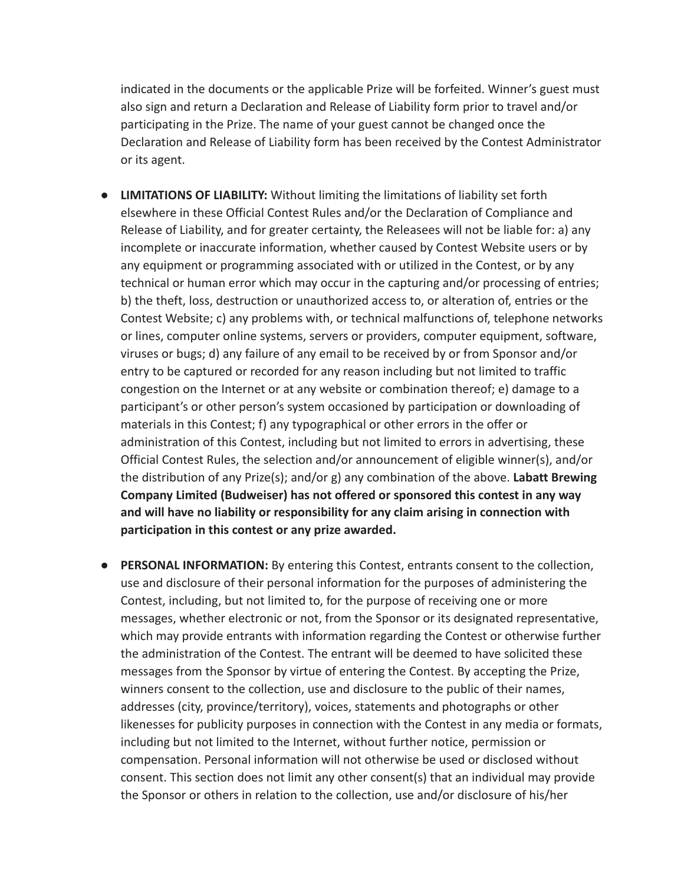indicated in the documents or the applicable Prize will be forfeited. Winner's guest must also sign and return a Declaration and Release of Liability form prior to travel and/or participating in the Prize. The name of your guest cannot be changed once the Declaration and Release of Liability form has been received by the Contest Administrator or its agent.

- **LIMITATIONS OF LIABILITY:** Without limiting the limitations of liability set forth elsewhere in these Official Contest Rules and/or the Declaration of Compliance and Release of Liability, and for greater certainty, the Releasees will not be liable for: a) any incomplete or inaccurate information, whether caused by Contest Website users or by any equipment or programming associated with or utilized in the Contest, or by any technical or human error which may occur in the capturing and/or processing of entries; b) the theft, loss, destruction or unauthorized access to, or alteration of, entries or the Contest Website; c) any problems with, or technical malfunctions of, telephone networks or lines, computer online systems, servers or providers, computer equipment, software, viruses or bugs; d) any failure of any email to be received by or from Sponsor and/or entry to be captured or recorded for any reason including but not limited to traffic congestion on the Internet or at any website or combination thereof; e) damage to a participant's or other person's system occasioned by participation or downloading of materials in this Contest; f) any typographical or other errors in the offer or administration of this Contest, including but not limited to errors in advertising, these Official Contest Rules, the selection and/or announcement of eligible winner(s), and/or the distribution of any Prize(s); and/or g) any combination of the above. **Labatt Brewing Company Limited (Budweiser) has not offered or sponsored this contest in any way and will have no liability or responsibility for any claim arising in connection with participation in this contest or any prize awarded.**

- **PERSONAL INFORMATION:** By entering this Contest, entrants consent to the collection, use and disclosure of their personal information for the purposes of administering the Contest, including, but not limited to, for the purpose of receiving one or more messages, whether electronic or not, from the Sponsor or its designated representative, which may provide entrants with information regarding the Contest or otherwise further the administration of the Contest. The entrant will be deemed to have solicited these messages from the Sponsor by virtue of entering the Contest. By accepting the Prize, winners consent to the collection, use and disclosure to the public of their names, addresses (city, province/territory), voices, statements and photographs or other likenesses for publicity purposes in connection with the Contest in any media or formats, including but not limited to the Internet, without further notice, permission or compensation. Personal information will not otherwise be used or disclosed without consent. This section does not limit any other consent(s) that an individual may provide the Sponsor or others in relation to the collection, use and/or disclosure of his/her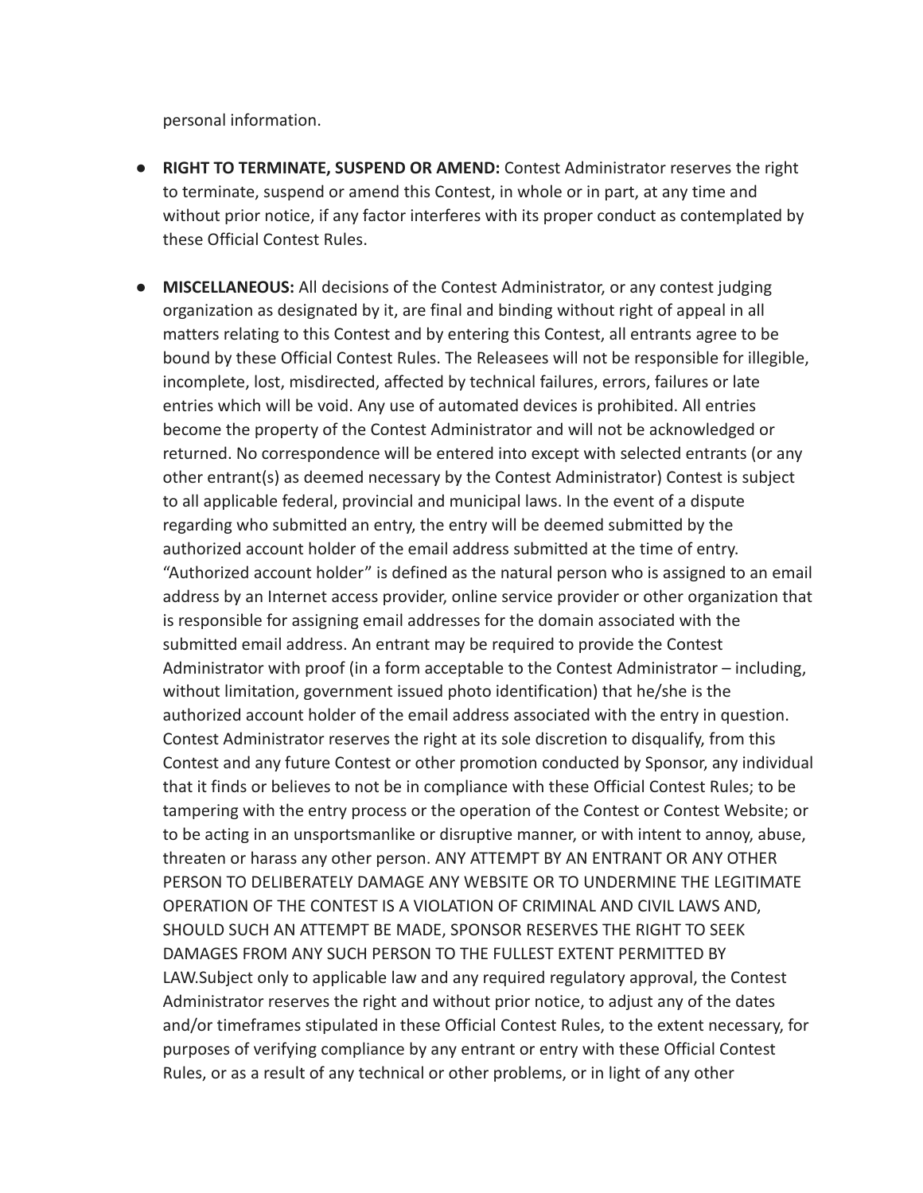personal information.

- **RIGHT TO TERMINATE, SUSPEND OR AMEND:** Contest Administrator reserves the right to terminate, suspend or amend this Contest, in whole or in part, at any time and without prior notice, if any factor interferes with its proper conduct as contemplated by these Official Contest Rules.

- **MISCELLANEOUS:** All decisions of the Contest Administrator, or any contest judging organization as designated by it, are final and binding without right of appeal in all matters relating to this Contest and by entering this Contest, all entrants agree to be bound by these Official Contest Rules. The Releasees will not be responsible for illegible, incomplete, lost, misdirected, affected by technical failures, errors, failures or late entries which will be void. Any use of automated devices is prohibited. All entries become the property of the Contest Administrator and will not be acknowledged or returned. No correspondence will be entered into except with selected entrants (or any other entrant(s) as deemed necessary by the Contest Administrator) Contest is subject to all applicable federal, provincial and municipal laws. In the event of a dispute regarding who submitted an entry, the entry will be deemed submitted by the authorized account holder of the email address submitted at the time of entry. "Authorized account holder" is defined as the natural person who is assigned to an email address by an Internet access provider, online service provider or other organization that is responsible for assigning email addresses for the domain associated with the submitted email address. An entrant may be required to provide the Contest Administrator with proof (in a form acceptable to the Contest Administrator – including, without limitation, government issued photo identification) that he/she is the authorized account holder of the email address associated with the entry in question. Contest Administrator reserves the right at its sole discretion to disqualify, from this Contest and any future Contest or other promotion conducted by Sponsor, any individual that it finds or believes to not be in compliance with these Official Contest Rules; to be tampering with the entry process or the operation of the Contest or Contest Website; or to be acting in an unsportsmanlike or disruptive manner, or with intent to annoy, abuse, threaten or harass any other person. ANY ATTEMPT BY AN ENTRANT OR ANY OTHER PERSON TO DELIBERATELY DAMAGE ANY WEBSITE OR TO UNDERMINE THE LEGITIMATE OPERATION OF THE CONTEST IS A VIOLATION OF CRIMINAL AND CIVIL LAWS AND, SHOULD SUCH AN ATTEMPT BE MADE, SPONSOR RESERVES THE RIGHT TO SEEK DAMAGES FROM ANY SUCH PERSON TO THE FULLEST EXTENT PERMITTED BY LAW.Subject only to applicable law and any required regulatory approval, the Contest Administrator reserves the right and without prior notice, to adjust any of the dates and/or timeframes stipulated in these Official Contest Rules, to the extent necessary, for purposes of verifying compliance by any entrant or entry with these Official Contest Rules, or as a result of any technical or other problems, or in light of any other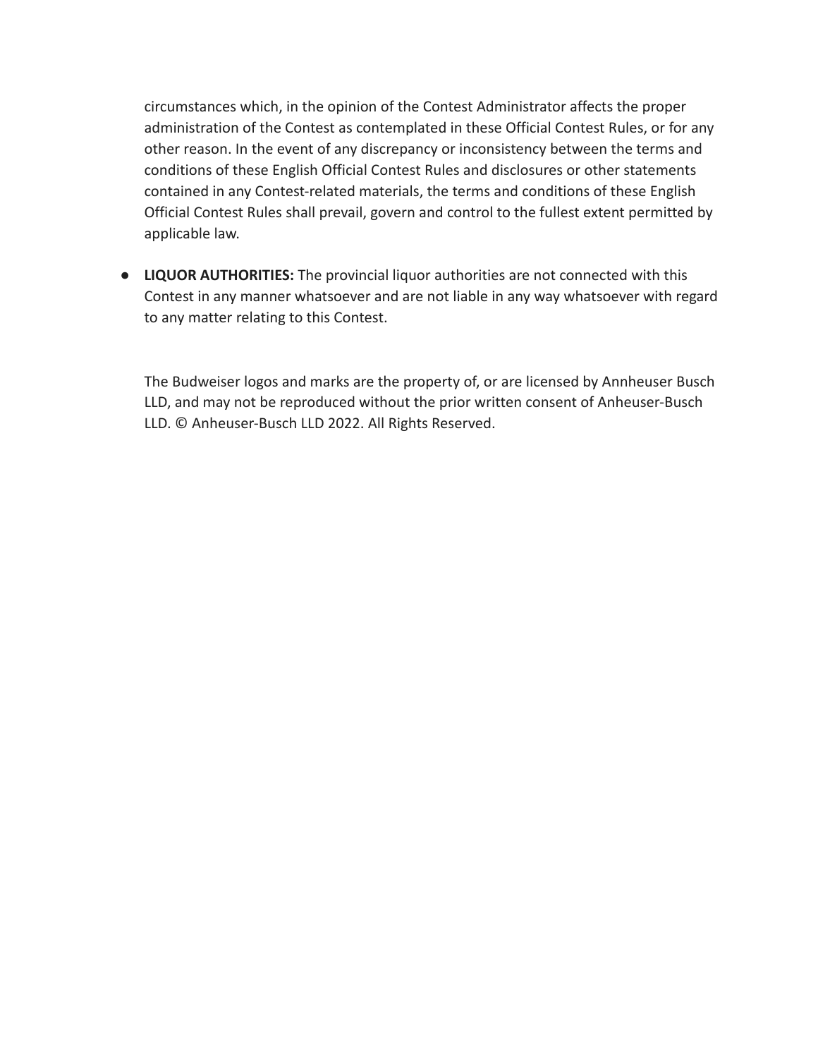circumstances which, in the opinion of the Contest Administrator affects the proper administration of the Contest as contemplated in these Official Contest Rules, or for any other reason. In the event of any discrepancy or inconsistency between the terms and conditions of these English Official Contest Rules and disclosures or other statements contained in any Contest-related materials, the terms and conditions of these English Official Contest Rules shall prevail, govern and control to the fullest extent permitted by applicable law.

- **LIQUOR AUTHORITIES:** The provincial liquor authorities are not connected with this Contest in any manner whatsoever and are not liable in any way whatsoever with regard to any matter relating to this Contest.

The Budweiser logos and marks are the property of, or are licensed by Annheuser Busch LLD, and may not be reproduced without the prior written consent of Anheuser-Busch LLD. © Anheuser-Busch LLD 2022. All Rights Reserved.